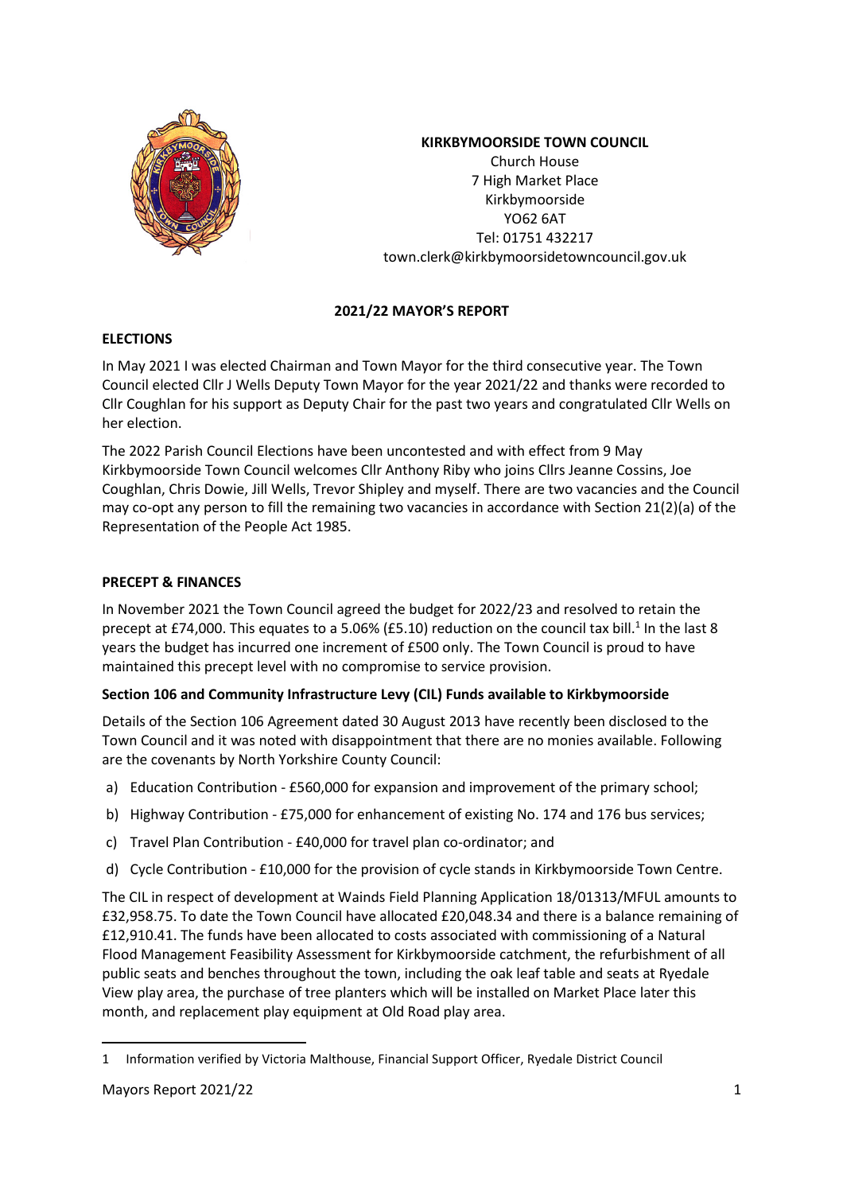**KIRKBYMOORSIDE TOWN COUNCIL**
Church House
7 High Market Place
Kirkbymoorside
YO62 6AT
Tel: 01751 432217
town.clerk@kirkbymoorsidetowncouncil.gov.uk

# 2021/22 MAYOR'S REPORT

## ELECTIONS

In May 2021 I was elected Chairman and Town Mayor for the third consecutive year. The Town Council elected Cllr J Wells Deputy Town Mayor for the year 2021/22 and thanks were recorded to Cllr Coughlan for his support as Deputy Chair for the past two years and congratulated Cllr Wells on her election.

The 2022 Parish Council Elections have been uncontested and with effect from 9 May Kirkbymoorside Town Council welcomes Cllr Anthony Riby who joins Cllrs Jeanne Cossins, Joe Coughlan, Chris Dowie, Jill Wells, Trevor Shipley and myself. There are two vacancies and the Council may co-opt any person to fill the remaining two vacancies in accordance with Section 21(2)(a) of the Representation of the People Act 1985.

## PRECEPT & FINANCES

In November 2021 the Town Council agreed the budget for 2022/23 and resolved to retain the precept at £74,000. This equates to a 5.06% (£5.10) reduction on the council tax bill.[1] In the last 8 years the budget has incurred one increment of £500 only. The Town Council is proud to have maintained this precept level with no compromise to service provision.

### Section 106 and Community Infrastructure Levy (CIL) Funds available to Kirkbymoorside

Details of the Section 106 Agreement dated 30 August 2013 have recently been disclosed to the Town Council and it was noted with disappointment that there are no monies available. Following are the covenants by North Yorkshire County Council:

a) Education Contribution - £560,000 for expansion and improvement of the primary school;

b) Highway Contribution - £75,000 for enhancement of existing No. 174 and 176 bus services;

c) Travel Plan Contribution - £40,000 for travel plan co-ordinator; and

d) Cycle Contribution - £10,000 for the provision of cycle stands in Kirkbymoorside Town Centre.

The CIL in respect of development at Wainds Field Planning Application 18/01313/MFUL amounts to £32,958.75. To date the Town Council have allocated £20,048.34 and there is a balance remaining of £12,910.41. The funds have been allocated to costs associated with commissioning of a Natural Flood Management Feasibility Assessment for Kirkbymoorside catchment, the refurbishment of all public seats and benches throughout the town, including the oak leaf table and seats at Ryedale View play area, the purchase of tree planters which will be installed on Market Place later this month, and replacement play equipment at Old Road play area.

---

1 Information verified by Victoria Malthouse, Financial Support Officer, Ryedale District Council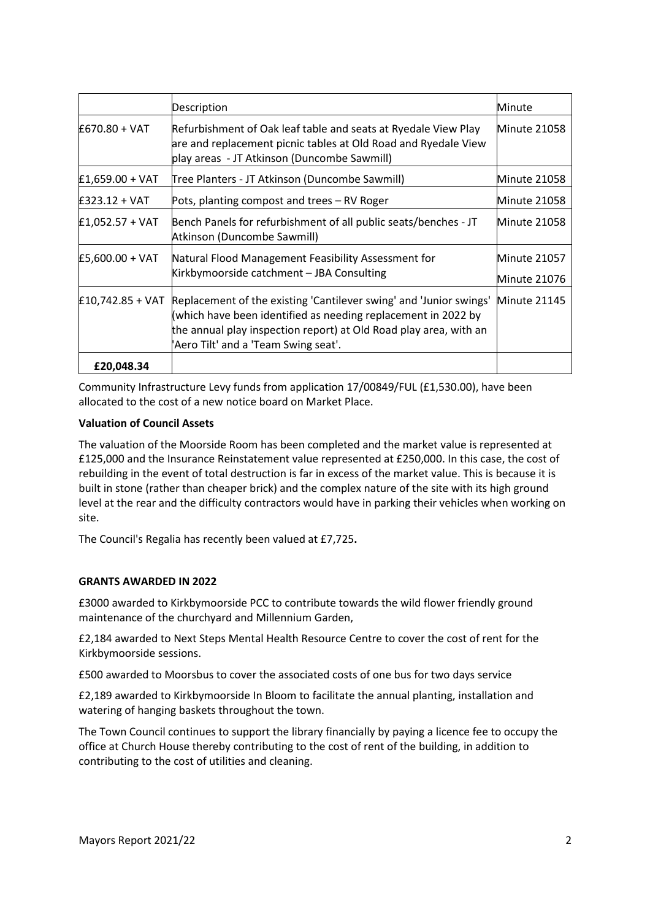| | Description | Minute |
|---|---|---|
| £670.80 + VAT | Refurbishment of Oak leaf table and seats at Ryedale View Play are and replacement picnic tables at Old Road and Ryedale View play areas - JT Atkinson (Duncombe Sawmill) | Minute 21058 |
| £1,659.00 + VAT | Tree Planters - JT Atkinson (Duncombe Sawmill) | Minute 21058 |
| £323.12 + VAT | Pots, planting compost and trees – RV Roger | Minute 21058 |
| £1,052.57 + VAT | Bench Panels for refurbishment of all public seats/benches - JT Atkinson (Duncombe Sawmill) | Minute 21058 |
| £5,600.00 + VAT | Natural Flood Management Feasibility Assessment for Kirkbymoorside catchment – JBA Consulting | Minute 21057 Minute 21076 |
| £10,742.85 + VAT | Replacement of the existing 'Cantilever swing' and 'Junior swings' (which have been identified as needing replacement in 2022 by the annual play inspection report) at Old Road play area, with an 'Aero Tilt' and a 'Team Swing seat'. | Minute 21145 |
| **£20,048.34** | | |

Community Infrastructure Levy funds from application 17/00849/FUL (£1,530.00), have been allocated to the cost of a new notice board on Market Place.

**Valuation of Council Assets**

The valuation of the Moorside Room has been completed and the market value is represented at £125,000 and the Insurance Reinstatement value represented at £250,000. In this case, the cost of rebuilding in the event of total destruction is far in excess of the market value. This is because it is built in stone (rather than cheaper brick) and the complex nature of the site with its high ground level at the rear and the difficulty contractors would have in parking their vehicles when working on site.

The Council's Regalia has recently been valued at £7,725**.**

**GRANTS AWARDED IN 2022**

£3000 awarded to Kirkbymoorside PCC to contribute towards the wild flower friendly ground maintenance of the churchyard and Millennium Garden,

£2,184 awarded to Next Steps Mental Health Resource Centre to cover the cost of rent for the Kirkbymoorside sessions.

£500 awarded to Moorsbus to cover the associated costs of one bus for two days service

£2,189 awarded to Kirkbymoorside In Bloom to facilitate the annual planting, installation and watering of hanging baskets throughout the town.

The Town Council continues to support the library financially by paying a licence fee to occupy the office at Church House thereby contributing to the cost of rent of the building, in addition to contributing to the cost of utilities and cleaning.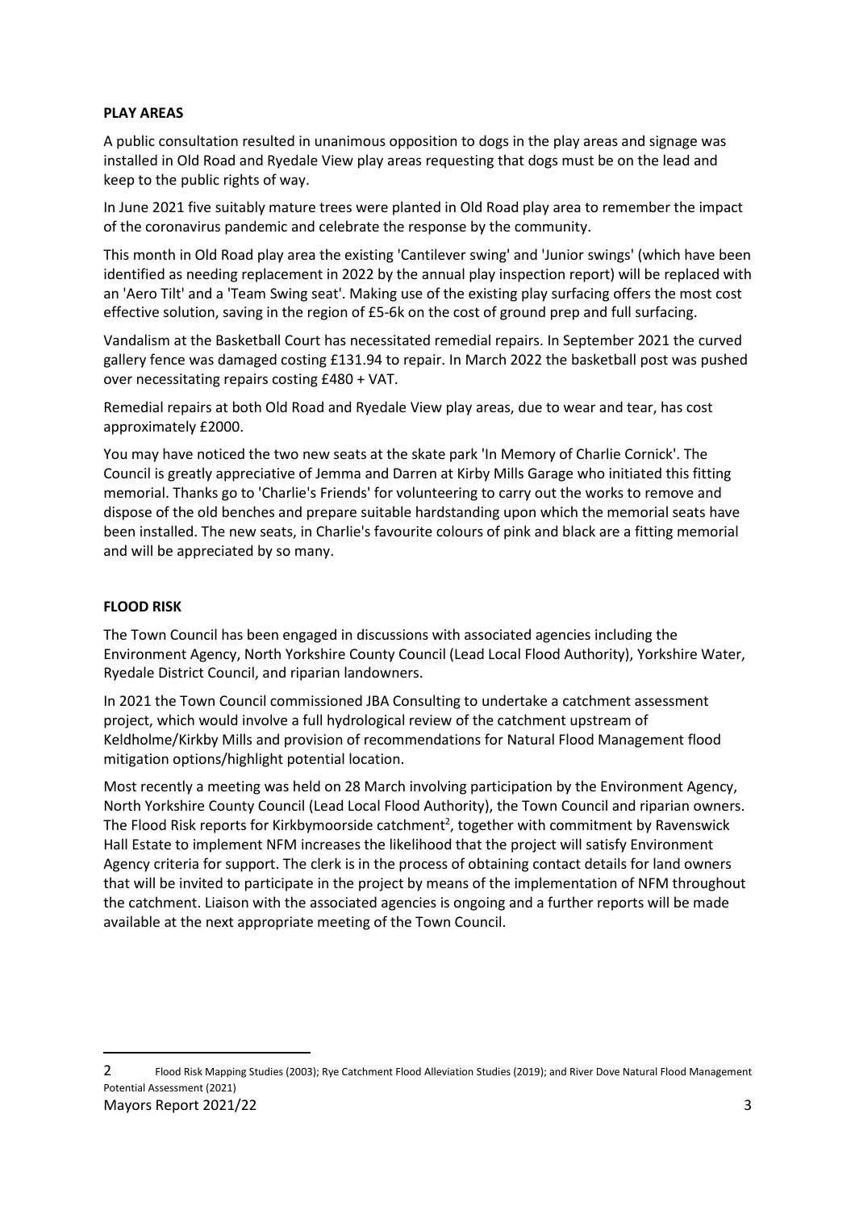**PLAY AREAS**

A public consultation resulted in unanimous opposition to dogs in the play areas and signage was installed in Old Road and Ryedale View play areas requesting that dogs must be on the lead and keep to the public rights of way.

In June 2021 five suitably mature trees were planted in Old Road play area to remember the impact of the coronavirus pandemic and celebrate the response by the community.

This month in Old Road play area the existing 'Cantilever swing' and 'Junior swings' (which have been identified as needing replacement in 2022 by the annual play inspection report) will be replaced with an 'Aero Tilt' and a 'Team Swing seat'. Making use of the existing play surfacing offers the most cost effective solution, saving in the region of £5-6k on the cost of ground prep and full surfacing.

Vandalism at the Basketball Court has necessitated remedial repairs. In September 2021 the curved gallery fence was damaged costing £131.94 to repair. In March 2022 the basketball post was pushed over necessitating repairs costing £480 + VAT.

Remedial repairs at both Old Road and Ryedale View play areas, due to wear and tear, has cost approximately £2000.

You may have noticed the two new seats at the skate park 'In Memory of Charlie Cornick'. The Council is greatly appreciative of Jemma and Darren at Kirby Mills Garage who initiated this fitting memorial. Thanks go to 'Charlie's Friends' for volunteering to carry out the works to remove and dispose of the old benches and prepare suitable hardstanding upon which the memorial seats have been installed. The new seats, in Charlie's favourite colours of pink and black are a fitting memorial and will be appreciated by so many.

**FLOOD RISK**

The Town Council has been engaged in discussions with associated agencies including the Environment Agency, North Yorkshire County Council (Lead Local Flood Authority), Yorkshire Water, Ryedale District Council, and riparian landowners.

In 2021 the Town Council commissioned JBA Consulting to undertake a catchment assessment project, which would involve a full hydrological review of the catchment upstream of Keldholme/Kirkby Mills and provision of recommendations for Natural Flood Management flood mitigation options/highlight potential location.

Most recently a meeting was held on 28 March involving participation by the Environment Agency, North Yorkshire County Council (Lead Local Flood Authority), the Town Council and riparian owners. The Flood Risk reports for Kirkbymoorside catchment[2], together with commitment by Ravenswick Hall Estate to implement NFM increases the likelihood that the project will satisfy Environment Agency criteria for support. The clerk is in the process of obtaining contact details for land owners that will be invited to participate in the project by means of the implementation of NFM throughout the catchment. Liaison with the associated agencies is ongoing and a further reports will be made available at the next appropriate meeting of the Town Council.

---

2 Flood Risk Mapping Studies (2003); Rye Catchment Flood Alleviation Studies (2019); and River Dove Natural Flood Management Potential Assessment (2021)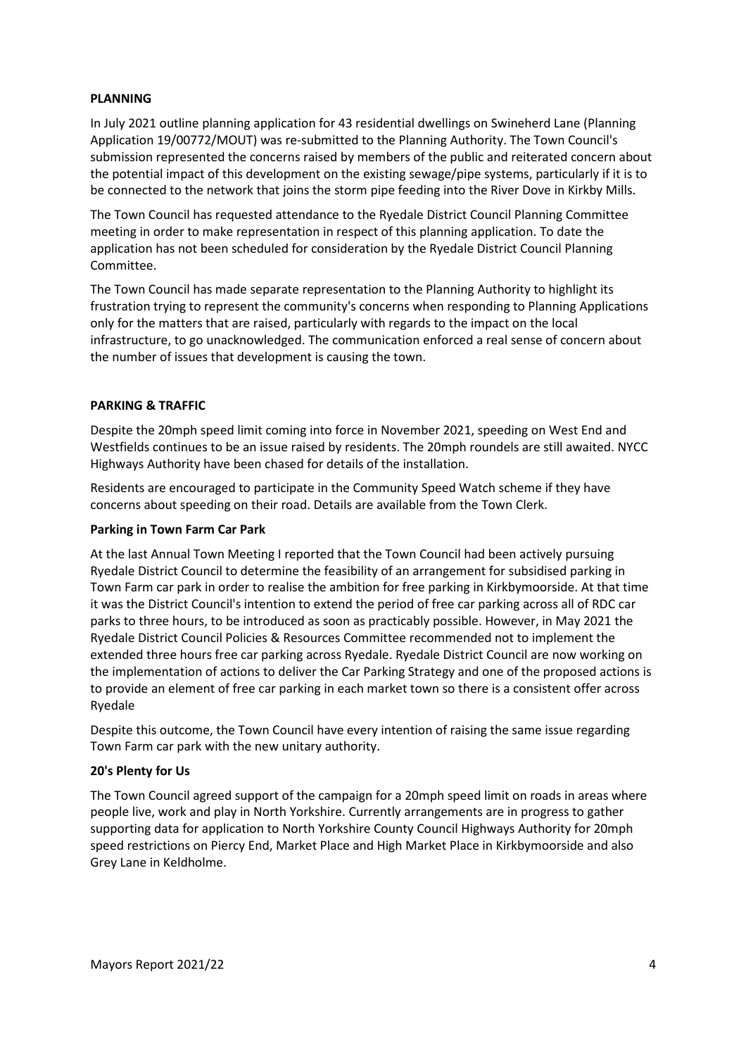## PLANNING

In July 2021 outline planning application for 43 residential dwellings on Swineherd Lane (Planning Application 19/00772/MOUT) was re-submitted to the Planning Authority. The Town Council's submission represented the concerns raised by members of the public and reiterated concern about the potential impact of this development on the existing sewage/pipe systems, particularly if it is to be connected to the network that joins the storm pipe feeding into the River Dove in Kirkby Mills.

The Town Council has requested attendance to the Ryedale District Council Planning Committee meeting in order to make representation in respect of this planning application. To date the application has not been scheduled for consideration by the Ryedale District Council Planning Committee.

The Town Council has made separate representation to the Planning Authority to highlight its frustration trying to represent the community's concerns when responding to Planning Applications only for the matters that are raised, particularly with regards to the impact on the local infrastructure, to go unacknowledged. The communication enforced a real sense of concern about the number of issues that development is causing the town.

## PARKING & TRAFFIC

Despite the 20mph speed limit coming into force in November 2021, speeding on West End and Westfields continues to be an issue raised by residents. The 20mph roundels are still awaited. NYCC Highways Authority have been chased for details of the installation.

Residents are encouraged to participate in the Community Speed Watch scheme if they have concerns about speeding on their road. Details are available from the Town Clerk.

### Parking in Town Farm Car Park

At the last Annual Town Meeting I reported that the Town Council had been actively pursuing Ryedale District Council to determine the feasibility of an arrangement for subsidised parking in Town Farm car park in order to realise the ambition for free parking in Kirkbymoorside. At that time it was the District Council's intention to extend the period of free car parking across all of RDC car parks to three hours, to be introduced as soon as practicably possible. However, in May 2021 the Ryedale District Council Policies & Resources Committee recommended not to implement the extended three hours free car parking across Ryedale. Ryedale District Council are now working on the implementation of actions to deliver the Car Parking Strategy and one of the proposed actions is to provide an element of free car parking in each market town so there is a consistent offer across Ryedale

Despite this outcome, the Town Council have every intention of raising the same issue regarding Town Farm car park with the new unitary authority.

### 20's Plenty for Us

The Town Council agreed support of the campaign for a 20mph speed limit on roads in areas where people live, work and play in North Yorkshire. Currently arrangements are in progress to gather supporting data for application to North Yorkshire County Council Highways Authority for 20mph speed restrictions on Piercy End, Market Place and High Market Place in Kirkbymoorside and also Grey Lane in Keldholme.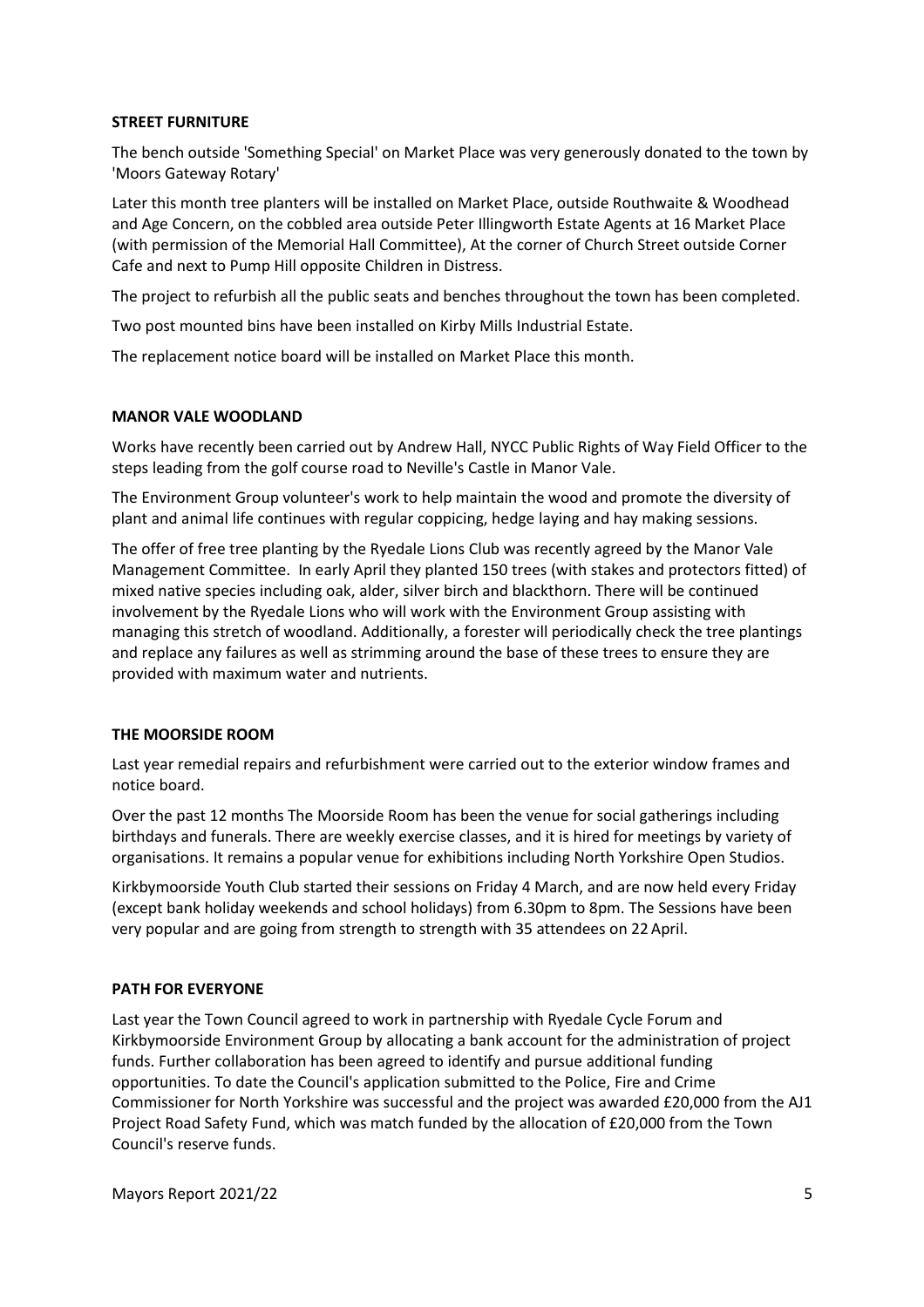**STREET FURNITURE**

The bench outside 'Something Special' on Market Place was very generously donated to the town by 'Moors Gateway Rotary'

Later this month tree planters will be installed on Market Place, outside Routhwaite & Woodhead and Age Concern, on the cobbled area outside Peter Illingworth Estate Agents at 16 Market Place (with permission of the Memorial Hall Committee), At the corner of Church Street outside Corner Cafe and next to Pump Hill opposite Children in Distress.

The project to refurbish all the public seats and benches throughout the town has been completed.

Two post mounted bins have been installed on Kirby Mills Industrial Estate.

The replacement notice board will be installed on Market Place this month.

**MANOR VALE WOODLAND**

Works have recently been carried out by Andrew Hall, NYCC Public Rights of Way Field Officer to the steps leading from the golf course road to Neville's Castle in Manor Vale.

The Environment Group volunteer's work to help maintain the wood and promote the diversity of plant and animal life continues with regular coppicing, hedge laying and hay making sessions.

The offer of free tree planting by the Ryedale Lions Club was recently agreed by the Manor Vale Management Committee. In early April they planted 150 trees (with stakes and protectors fitted) of mixed native species including oak, alder, silver birch and blackthorn. There will be continued involvement by the Ryedale Lions who will work with the Environment Group assisting with managing this stretch of woodland. Additionally, a forester will periodically check the tree plantings and replace any failures as well as strimming around the base of these trees to ensure they are provided with maximum water and nutrients.

**THE MOORSIDE ROOM**

Last year remedial repairs and refurbishment were carried out to the exterior window frames and notice board.

Over the past 12 months The Moorside Room has been the venue for social gatherings including birthdays and funerals. There are weekly exercise classes, and it is hired for meetings by variety of organisations. It remains a popular venue for exhibitions including North Yorkshire Open Studios.

Kirkbymoorside Youth Club started their sessions on Friday 4 March, and are now held every Friday (except bank holiday weekends and school holidays) from 6.30pm to 8pm. The Sessions have been very popular and are going from strength to strength with 35 attendees on 22 April.

**PATH FOR EVERYONE**

Last year the Town Council agreed to work in partnership with Ryedale Cycle Forum and Kirkbymoorside Environment Group by allocating a bank account for the administration of project funds. Further collaboration has been agreed to identify and pursue additional funding opportunities. To date the Council's application submitted to the Police, Fire and Crime Commissioner for North Yorkshire was successful and the project was awarded £20,000 from the AJ1 Project Road Safety Fund, which was match funded by the allocation of £20,000 from the Town Council's reserve funds.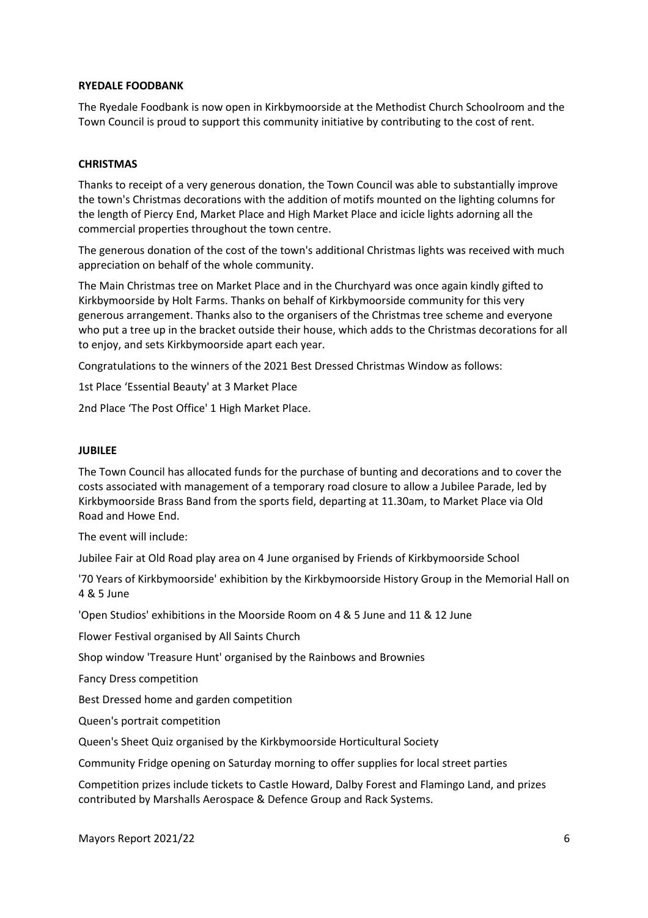**RYEDALE FOODBANK**

The Ryedale Foodbank is now open in Kirkbymoorside at the Methodist Church Schoolroom and the Town Council is proud to support this community initiative by contributing to the cost of rent.

**CHRISTMAS**

Thanks to receipt of a very generous donation, the Town Council was able to substantially improve the town's Christmas decorations with the addition of motifs mounted on the lighting columns for the length of Piercy End, Market Place and High Market Place and icicle lights adorning all the commercial properties throughout the town centre.

The generous donation of the cost of the town's additional Christmas lights was received with much appreciation on behalf of the whole community.

The Main Christmas tree on Market Place and in the Churchyard was once again kindly gifted to Kirkbymoorside by Holt Farms. Thanks on behalf of Kirkbymoorside community for this very generous arrangement. Thanks also to the organisers of the Christmas tree scheme and everyone who put a tree up in the bracket outside their house, which adds to the Christmas decorations for all to enjoy, and sets Kirkbymoorside apart each year.

Congratulations to the winners of the 2021 Best Dressed Christmas Window as follows:

1st Place 'Essential Beauty' at 3 Market Place

2nd Place 'The Post Office' 1 High Market Place.

**JUBILEE**

The Town Council has allocated funds for the purchase of bunting and decorations and to cover the costs associated with management of a temporary road closure to allow a Jubilee Parade, led by Kirkbymoorside Brass Band from the sports field, departing at 11.30am, to Market Place via Old Road and Howe End.

The event will include:

Jubilee Fair at Old Road play area on 4 June organised by Friends of Kirkbymoorside School

'70 Years of Kirkbymoorside' exhibition by the Kirkbymoorside History Group in the Memorial Hall on 4 & 5 June

'Open Studios' exhibitions in the Moorside Room on 4 & 5 June and 11 & 12 June

Flower Festival organised by All Saints Church

Shop window 'Treasure Hunt' organised by the Rainbows and Brownies

Fancy Dress competition

Best Dressed home and garden competition

Queen's portrait competition

Queen's Sheet Quiz organised by the Kirkbymoorside Horticultural Society

Community Fridge opening on Saturday morning to offer supplies for local street parties

Competition prizes include tickets to Castle Howard, Dalby Forest and Flamingo Land, and prizes contributed by Marshalls Aerospace & Defence Group and Rack Systems.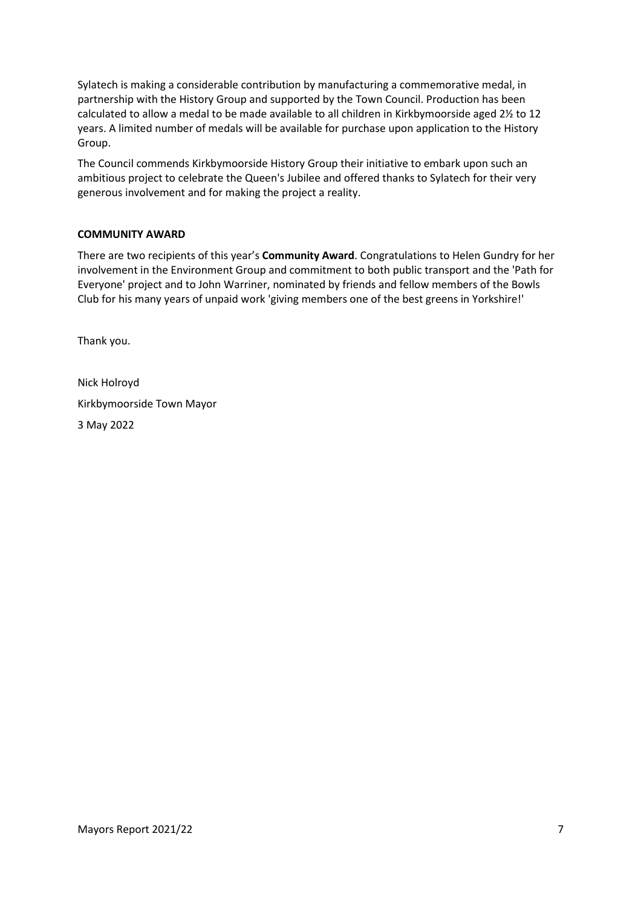Sylatech is making a considerable contribution by manufacturing a commemorative medal, in partnership with the History Group and supported by the Town Council. Production has been calculated to allow a medal to be made available to all children in Kirkbymoorside aged 2½ to 12 years. A limited number of medals will be available for purchase upon application to the History Group.

The Council commends Kirkbymoorside History Group their initiative to embark upon such an ambitious project to celebrate the Queen's Jubilee and offered thanks to Sylatech for their very generous involvement and for making the project a reality.

**COMMUNITY AWARD**

There are two recipients of this year's **Community Award**. Congratulations to Helen Gundry for her involvement in the Environment Group and commitment to both public transport and the 'Path for Everyone' project and to John Warriner, nominated by friends and fellow members of the Bowls Club for his many years of unpaid work 'giving members one of the best greens in Yorkshire!'

Thank you.

Nick Holroyd

Kirkbymoorside Town Mayor

3 May 2022